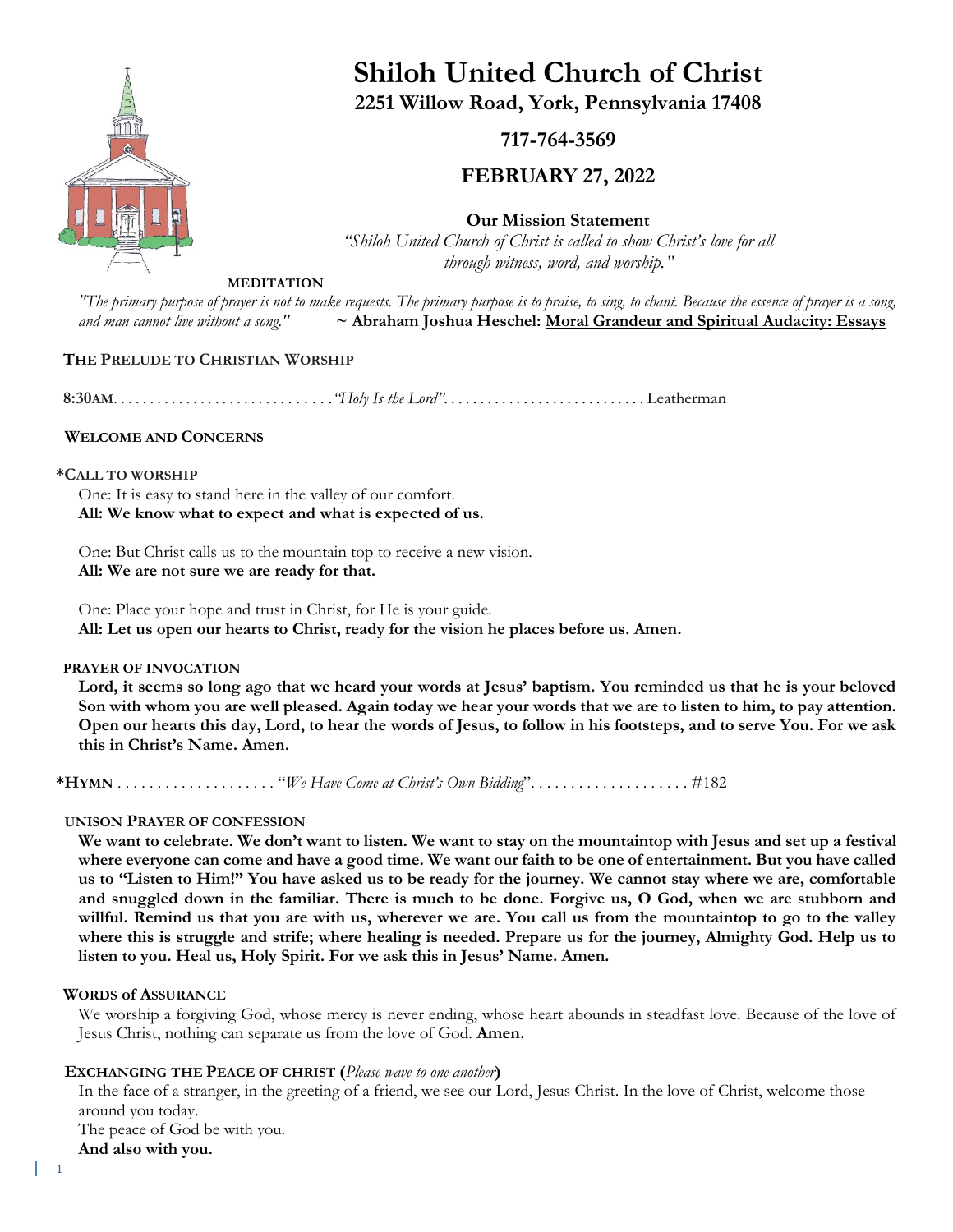# Shiloh United Church of Christ

**2251 Willow Road, York, Pennsylvania 17408**

**717-764-3569**

## FEBRUARY 27, 2022

**Our Mission Statement**

*"Shiloh United Church of Christ is called to show Christ's love for all through witness, word, and worship."*

**MEDITATION**

*"The primary purpose of prayer is not to make requests. The primary purpose is to praise, to sing, to chant. Because the essence of prayer is a song, and man cannot live without a song."* **~ Abraham Joshua Heschel: Moral Grandeur and Spiritual Audacity: Essays**

**THE PRELUDE TO CHRISTIAN WORSHIP**

**8:30AM** . . . . . . . . . . . . . . . . . . . . . . . . . . . . *"Holy Is the Lord"* . . . . . . . . . . . . . . . . . . . . . . . . . . . Leatherman

**WELCOME AND CONCERNS**

**\*CALL TO WORSHIP**

One: It is easy to stand here in the valley of our comfort.
**All: We know what to expect and what is expected of us.**

One: But Christ calls us to the mountain top to receive a new vision.
**All: We are not sure we are ready for that.**

One: Place your hope and trust in Christ, for He is your guide.
**All: Let us open our hearts to Christ, ready for the vision he places before us. Amen.**

**PRAYER OF INVOCATION**

**Lord, it seems so long ago that we heard your words at Jesus' baptism. You reminded us that he is your beloved Son with whom you are well pleased. Again today we hear your words that we are to listen to him, to pay attention. Open our hearts this day, Lord, to hear the words of Jesus, to follow in his footsteps, and to serve You. For we ask this in Christ's Name. Amen.**

**\*HYMN** . . . . . . . . . . . . . . . . . . . . "*We Have Come at Christ's Own Bidding*" . . . . . . . . . . . . . . . . . . . . #182

**UNISON PRAYER OF CONFESSION**

**We want to celebrate. We don't want to listen. We want to stay on the mountaintop with Jesus and set up a festival where everyone can come and have a good time. We want our faith to be one of entertainment. But you have called us to "Listen to Him!" You have asked us to be ready for the journey. We cannot stay where we are, comfortable and snuggled down in the familiar. There is much to be done. Forgive us, O God, when we are stubborn and willful. Remind us that you are with us, wherever we are. You call us from the mountaintop to go to the valley where this is struggle and strife; where healing is needed. Prepare us for the journey, Almighty God. Help us to listen to you. Heal us, Holy Spirit. For we ask this in Jesus' Name. Amen.**

**WORDS of ASSURANCE**

We worship a forgiving God, whose mercy is never ending, whose heart abounds in steadfast love. Because of the love of Jesus Christ, nothing can separate us from the love of God. **Amen.**

**EXCHANGING THE PEACE OF CHRIST (***Please wave to one another***)**

In the face of a stranger, in the greeting of a friend, we see our Lord, Jesus Christ. In the love of Christ, welcome those around you today.
The peace of God be with you.
**And also with you.**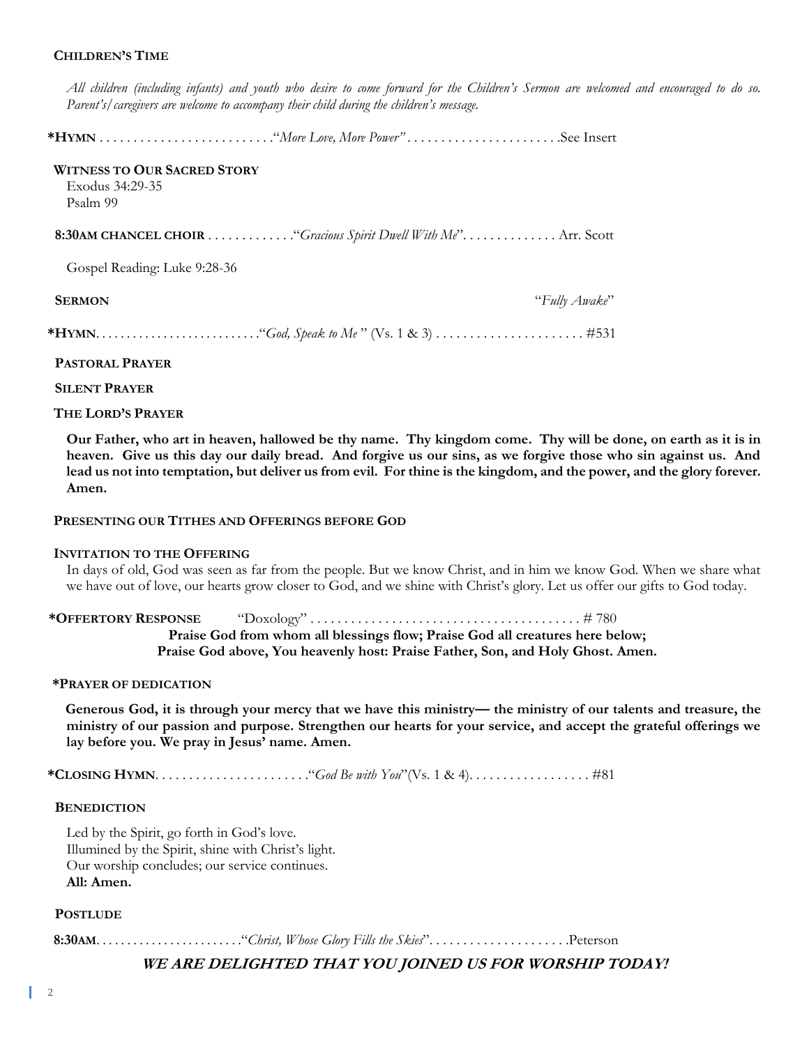**CHILDREN'S TIME**

*All children (including infants) and youth who desire to come forward for the Children's Sermon are welcomed and encouraged to do so. Parent's/caregivers are welcome to accompany their child during the children's message.*

***HYMN** . . . . . . . . . . . . . . . . . . . . . . . . . "*More Love, More Power"* . . . . . . . . . . . . . . . . . . . . . . . See Insert

**WITNESS TO OUR SACRED STORY**

Exodus 34:29-35

Psalm 99

**8:30AM CHANCEL CHOIR** . . . . . . . . . . . . "*Gracious Spirit Dwell With Me*". . . . . . . . . . . . . . Arr. Scott

Gospel Reading: Luke 9:28-36

**SERMON** "*Fully Awake*"

***HYMN**. . . . . . . . . . . . . . . . . . . . . . . . . . "*God, Speak to Me* " (Vs. 1 & 3) . . . . . . . . . . . . . . . . . . . . . . #531

**PASTORAL PRAYER**

**SILENT PRAYER**

**THE LORD'S PRAYER**

**Our Father, who art in heaven, hallowed be thy name. Thy kingdom come. Thy will be done, on earth as it is in heaven. Give us this day our daily bread. And forgive us our sins, as we forgive those who sin against us. And lead us not into temptation, but deliver us from evil. For thine is the kingdom, and the power, and the glory forever. Amen.**

**PRESENTING OUR TITHES AND OFFERINGS BEFORE GOD**

**INVITATION TO THE OFFERING**

In days of old, God was seen as far from the people. But we know Christ, and in him we know God. When we share what we have out of love, our hearts grow closer to God, and we shine with Christ's glory. Let us offer our gifts to God today.

***OFFERTORY RESPONSE** "Doxology" . . . . . . . . . . . . . . . . . . . . . . . . . . . . . . . . . . . . . . . # 780

**Praise God from whom all blessings flow; Praise God all creatures here below;**
**Praise God above, You heavenly host: Praise Father, Son, and Holy Ghost. Amen.**

***PRAYER OF DEDICATION**

**Generous God, it is through your mercy that we have this ministry— the ministry of our talents and treasure, the ministry of our passion and purpose. Strengthen our hearts for your service, and accept the grateful offerings we lay before you. We pray in Jesus' name. Amen.**

***CLOSING HYMN**. . . . . . . . . . . . . . . . . . . . . . "*God Be with You*"(Vs. 1 & 4). . . . . . . . . . . . . . . . . . #81

**BENEDICTION**

Led by the Spirit, go forth in God's love.
Illumined by the Spirit, shine with Christ's light.
Our worship concludes; our service continues.
**All: Amen.**

**POSTLUDE**

**8:30AM**. . . . . . . . . . . . . . . . . . . . . . . "*Christ, Whose Glory Fills the Skies*". . . . . . . . . . . . . . . . . . . . . Peterson

***WE ARE DELIGHTED THAT YOU JOINED US FOR WORSHIP TODAY!***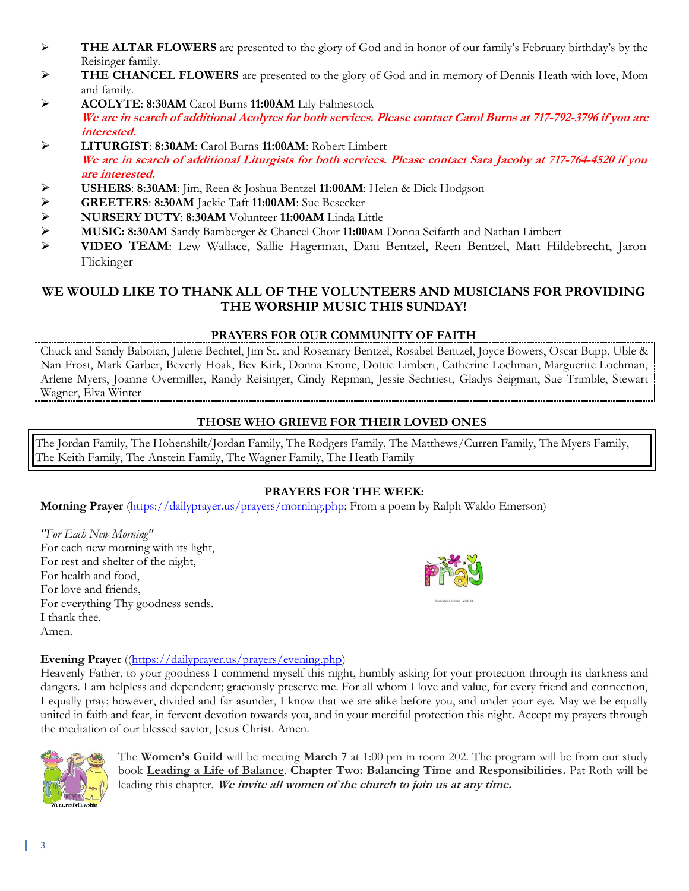- **THE ALTAR FLOWERS** are presented to the glory of God and in honor of our family's February birthday's by the Reisinger family.
- **THE CHANCEL FLOWERS** are presented to the glory of God and in memory of Dennis Heath with love, Mom and family.
- **ACOLYTE**: **8:30AM** Carol Burns **11:00AM** Lily Fahnestock
  ***We are in search of additional Acolytes for both services. Please contact Carol Burns at 717-792-3796 if you are interested.***
- **LITURGIST**: **8:30AM**: Carol Burns **11:00AM**: Robert Limbert
  ***We are in search of additional Liturgists for both services. Please contact Sara Jacoby at 717-764-4520 if you are interested.***
- **USHERS**: **8:30AM**: Jim, Reen & Joshua Bentzel **11:00AM**: Helen & Dick Hodgson
- **GREETERS**: **8:30AM** Jackie Taft **11:00AM**: Sue Besecker
- **NURSERY DUTY**: **8:30AM** Volunteer **11:00AM** Linda Little
- **MUSIC: 8:30AM** Sandy Bamberger & Chancel Choir **11:00AM** Donna Seifarth and Nathan Limbert
- **VIDEO TEAM**: Lew Wallace, Sallie Hagerman, Dani Bentzel, Reen Bentzel, Matt Hildebrecht, Jaron Flickinger

**WE WOULD LIKE TO THANK ALL OF THE VOLUNTEERS AND MUSICIANS FOR PROVIDING THE WORSHIP MUSIC THIS SUNDAY!**

## PRAYERS FOR OUR COMMUNITY OF FAITH

Chuck and Sandy Baboian, Julene Bechtel, Jim Sr. and Rosemary Bentzel, Rosabel Bentzel, Joyce Bowers, Oscar Bupp, Uble & Nan Frost, Mark Garber, Beverly Hoak, Bev Kirk, Donna Krone, Dottie Limbert, Catherine Lochman, Marguerite Lochman, Arlene Myers, Joanne Overmiller, Randy Reisinger, Cindy Repman, Jessie Sechriest, Gladys Seigman, Sue Trimble, Stewart Wagner, Elva Winter

## THOSE WHO GRIEVE FOR THEIR LOVED ONES

The Jordan Family, The Hohenshilt/Jordan Family, The Rodgers Family, The Matthews/Curren Family, The Myers Family, The Keith Family, The Anstein Family, The Wagner Family, The Heath Family

## PRAYERS FOR THE WEEK:

**Morning Prayer** (https://dailyprayer.us/prayers/morning.php; From a poem by Ralph Waldo Emerson)

*"For Each New Morning"*
For each new morning with its light,
For rest and shelter of the night,
For health and food,
For love and friends,
For everything Thy goodness sends.
I thank thee.
Amen.

**Evening Prayer** ((https://dailyprayer.us/prayers/evening.php)
Heavenly Father, to your goodness I commend myself this night, humbly asking for your protection through its darkness and dangers. I am helpless and dependent; graciously preserve me. For all whom I love and value, for every friend and connection, I equally pray; however, divided and far asunder, I know that we are alike before you, and under your eye. May we be equally united in faith and fear, in fervent devotion towards you, and in your merciful protection this night. Accept my prayers through the mediation of our blessed savior, Jesus Christ. Amen.

The **Women's Guild** will be meeting **March 7** at 1:00 pm in room 202. The program will be from our study book **Leading a Life of Balance**. **Chapter Two: Balancing Time and Responsibilities.** Pat Roth will be leading this chapter. ***We invite all women of the church to join us at any time.***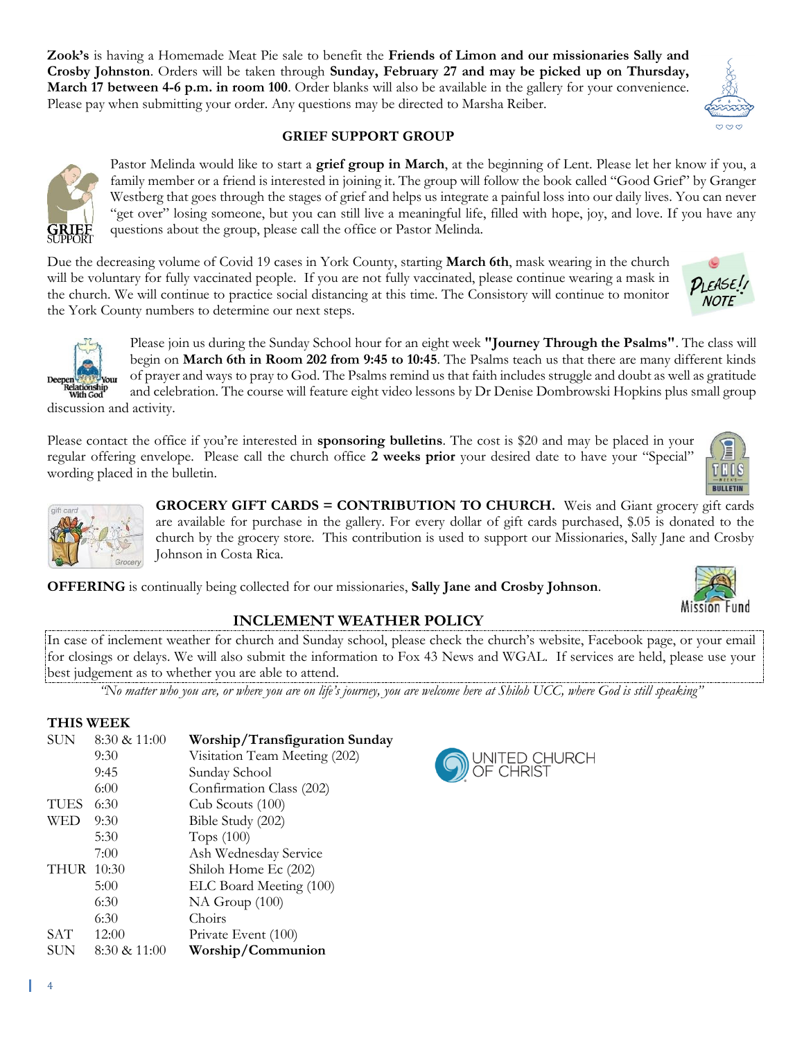**Zook's** is having a Homemade Meat Pie sale to benefit the **Friends of Limon and our missionaries Sally and Crosby Johnston**. Orders will be taken through **Sunday, February 27 and may be picked up on Thursday, March 17 between 4-6 p.m. in room 100**. Order blanks will also be available in the gallery for your convenience. Please pay when submitting your order. Any questions may be directed to Marsha Reiber.

**GRIEF SUPPORT GROUP**

Pastor Melinda would like to start a **grief group in March**, at the beginning of Lent. Please let her know if you, a family member or a friend is interested in joining it. The group will follow the book called "Good Grief" by Granger Westberg that goes through the stages of grief and helps us integrate a painful loss into our daily lives. You can never "get over" losing someone, but you can still live a meaningful life, filled with hope, joy, and love. If you have any questions about the group, please call the office or Pastor Melinda.

Due the decreasing volume of Covid 19 cases in York County, starting **March 6th**, mask wearing in the church will be voluntary for fully vaccinated people. If you are not fully vaccinated, please continue wearing a mask in the church. We will continue to practice social distancing at this time. The Consistory will continue to monitor the York County numbers to determine our next steps.

Please join us during the Sunday School hour for an eight week **"Journey Through the Psalms"**. The class will begin on **March 6th in Room 202 from 9:45 to 10:45**. The Psalms teach us that there are many different kinds of prayer and ways to pray to God. The Psalms remind us that faith includes struggle and doubt as well as gratitude and celebration. The course will feature eight video lessons by Dr Denise Dombrowski Hopkins plus small group discussion and activity.

Please contact the office if you're interested in **sponsoring bulletins**. The cost is $20 and may be placed in your regular offering envelope. Please call the church office **2 weeks prior** your desired date to have your "Special" wording placed in the bulletin.

**GROCERY GIFT CARDS = CONTRIBUTION TO CHURCH.** Weis and Giant grocery gift cards are available for purchase in the gallery. For every dollar of gift cards purchased, $.05 is donated to the church by the grocery store. This contribution is used to support our Missionaries, Sally Jane and Crosby Johnson in Costa Rica.

**OFFERING** is continually being collected for our missionaries, **Sally Jane and Crosby Johnson**.

**INCLEMENT WEATHER POLICY**

In case of inclement weather for church and Sunday school, please check the church's website, Facebook page, or your email for closings or delays. We will also submit the information to Fox 43 News and WGAL. If services are held, please use your best judgement as to whether you are able to attend.

*"No matter who you are, or where you are on life's journey, you are welcome here at Shiloh UCC, where God is still speaking"*

**THIS WEEK**

| | | |
|---|---|---|
| SUN | 8:30 & 11:00 | **Worship/Transfiguration Sunday** |
| | 9:30 | Visitation Team Meeting (202) |
| | 9:45 | Sunday School |
| | 6:00 | Confirmation Class (202) |
| TUES | 6:30 | Cub Scouts (100) |
| WED | 9:30 | Bible Study (202) |
| | 5:30 | Tops (100) |
| | 7:00 | Ash Wednesday Service |
| THUR | 10:30 | Shiloh Home Ec (202) |
| | 5:00 | ELC Board Meeting (100) |
| | 6:30 | NA Group (100) |
| | 6:30 | Choirs |
| SAT | 12:00 | Private Event (100) |
| SUN | 8:30 & 11:00 | **Worship/Communion** |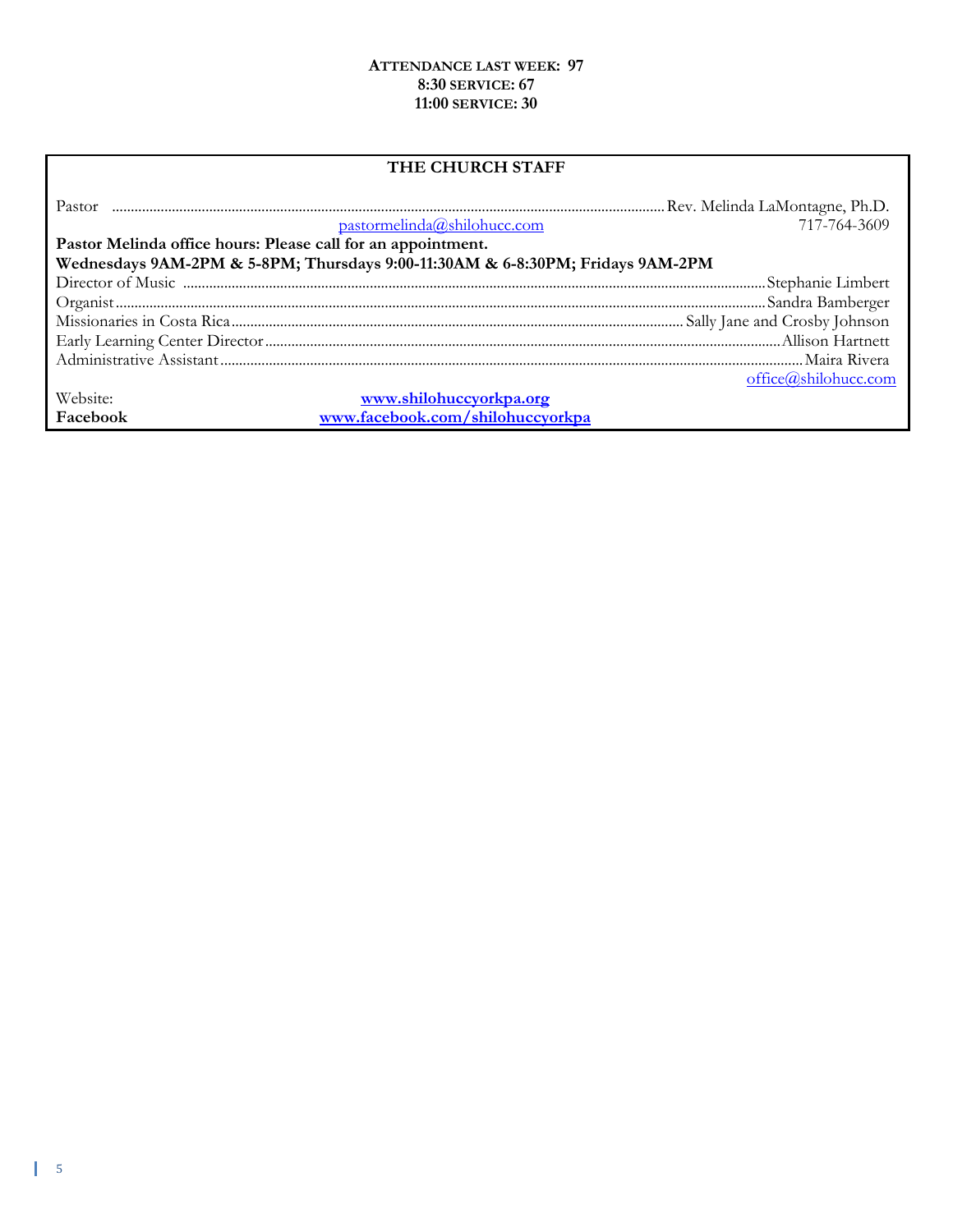**ATTENDANCE LAST WEEK: 97**
**8:30 SERVICE: 67**
**11:00 SERVICE: 30**

## THE CHURCH STAFF

Pastor ........ Rev. Melinda LaMontagne, Ph.D.
pastormelinda@shilohucc.com 717-764-3609

**Pastor Melinda office hours: Please call for an appointment.**
**Wednesdays 9AM-2PM & 5-8PM; Thursdays 9:00-11:30AM & 6-8:30PM; Fridays 9AM-2PM**

Director of Music ........ Stephanie Limbert
Organist ........ Sandra Bamberger
Missionaries in Costa Rica ........ Sally Jane and Crosby Johnson
Early Learning Center Director ........ Allison Hartnett
Administrative Assistant ........ Maira Rivera
office@shilohucc.com

Website: **www.shilohuccyorkpa.org**
**Facebook** **www.facebook.com/shilohuccyorkpa**